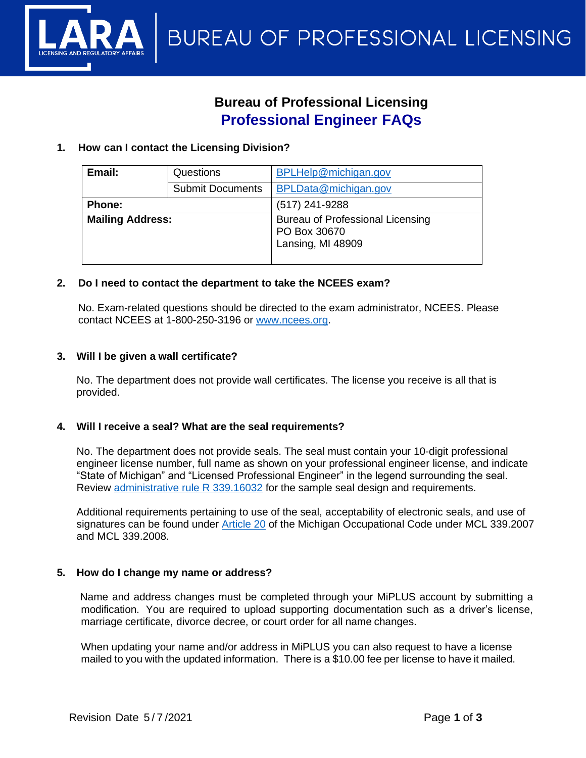# Bureau of Professional Licensing

## Professional Engineer FAQs

### 1. How can I contact the Licensing Division?

| | | |
|---|---|---|
| **Email:** | Questions | BPLHelp@michigan.gov |
| | Submit Documents | BPLData@michigan.gov |
| **Phone:** | | (517) 241-9288 |
| **Mailing Address:** | | Bureau of Professional Licensing<br>PO Box 30670<br>Lansing, MI 48909 |

### 2. Do I need to contact the department to take the NCEES exam?

No. Exam-related questions should be directed to the exam administrator, NCEES. Please contact NCEES at 1-800-250-3196 or [www.ncees.org](http://www.ncees.org).

### 3. Will I be given a wall certificate?

No. The department does not provide wall certificates. The license you receive is all that is provided.

### 4. Will I receive a seal? What are the seal requirements?

No. The department does not provide seals. The seal must contain your 10-digit professional engineer license number, full name as shown on your professional engineer license, and indicate "State of Michigan" and "Licensed Professional Engineer" in the legend surrounding the seal. Review administrative rule R 339.16032 for the sample seal design and requirements.

Additional requirements pertaining to use of the seal, acceptability of electronic seals, and use of signatures can be found under Article 20 of the Michigan Occupational Code under MCL 339.2007 and MCL 339.2008.

### 5. How do I change my name or address?

Name and address changes must be completed through your MiPLUS account by submitting a modification. You are required to upload supporting documentation such as a driver's license, marriage certificate, divorce decree, or court order for all name changes.

When updating your name and/or address in MiPLUS you can also request to have a license mailed to you with the updated information. There is a $10.00 fee per license to have it mailed.

Revision Date 5/7/2021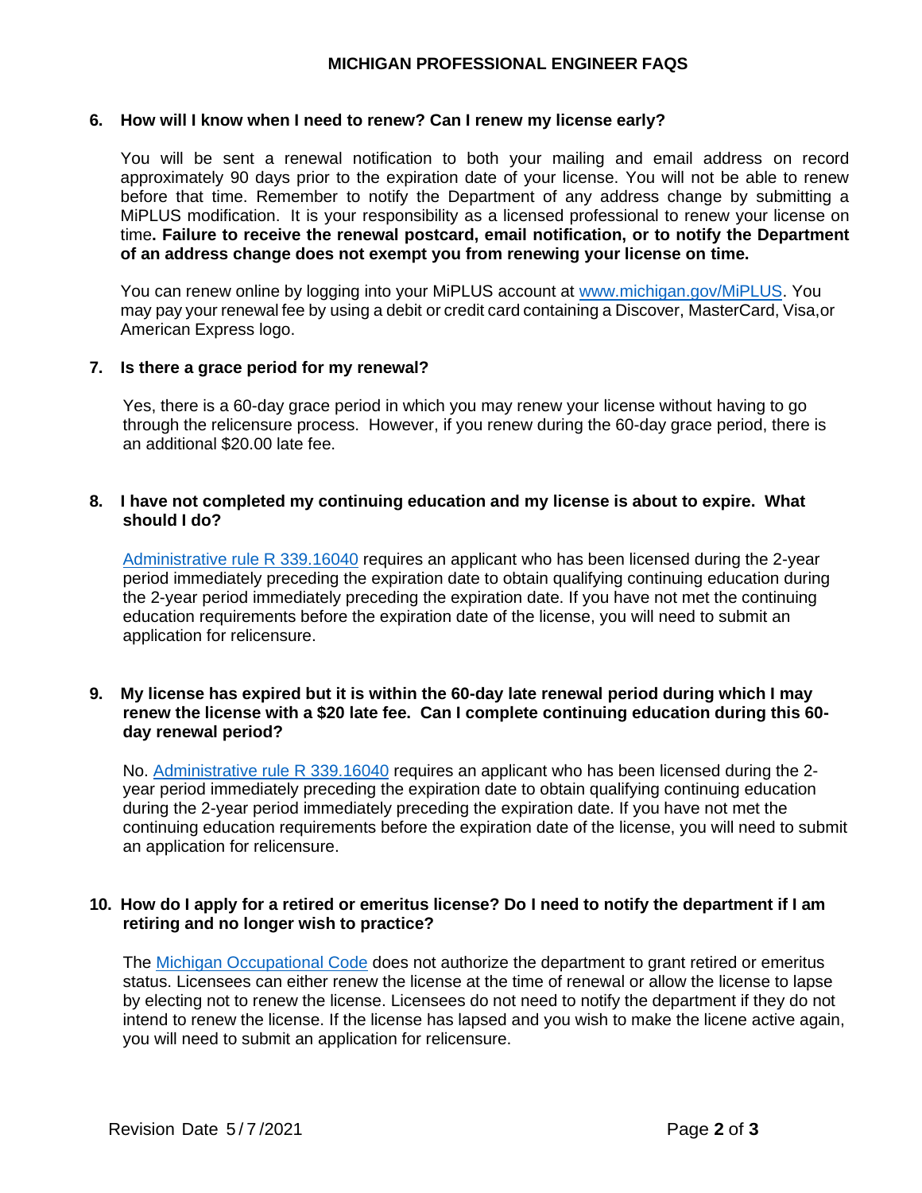**6. How will I know when I need to renew? Can I renew my license early?**

You will be sent a renewal notification to both your mailing and email address on record approximately 90 days prior to the expiration date of your license. You will not be able to renew before that time. Remember to notify the Department of any address change by submitting a MiPLUS modification. It is your responsibility as a licensed professional to renew your license on time**. Failure to receive the renewal postcard, email notification, or to notify the Department of an address change does not exempt you from renewing your license on time.**

You can renew online by logging into your MiPLUS account at [www.michigan.gov/MiPLUS](www.michigan.gov/MiPLUS). You may pay your renewal fee by using a debit or credit card containing a Discover, MasterCard, Visa,or American Express logo.

**7. Is there a grace period for my renewal?**

Yes, there is a 60-day grace period in which you may renew your license without having to go through the relicensure process. However, if you renew during the 60-day grace period, there is an additional $20.00 late fee.

**8. I have not completed my continuing education and my license is about to expire. What should I do?**

Administrative rule R 339.16040 requires an applicant who has been licensed during the 2-year period immediately preceding the expiration date to obtain qualifying continuing education during the 2-year period immediately preceding the expiration date. If you have not met the continuing education requirements before the expiration date of the license, you will need to submit an application for relicensure.

**9. My license has expired but it is within the 60-day late renewal period during which I may renew the license with a $20 late fee. Can I complete continuing education during this 60-day renewal period?**

No. Administrative rule R 339.16040 requires an applicant who has been licensed during the 2-year period immediately preceding the expiration date to obtain qualifying continuing education during the 2-year period immediately preceding the expiration date. If you have not met the continuing education requirements before the expiration date of the license, you will need to submit an application for relicensure.

**10. How do I apply for a retired or emeritus license? Do I need to notify the department if I am retiring and no longer wish to practice?**

The Michigan Occupational Code does not authorize the department to grant retired or emeritus status. Licensees can either renew the license at the time of renewal or allow the license to lapse by electing not to renew the license. Licensees do not need to notify the department if they do not intend to renew the license. If the license has lapsed and you wish to make the licene active again, you will need to submit an application for relicensure.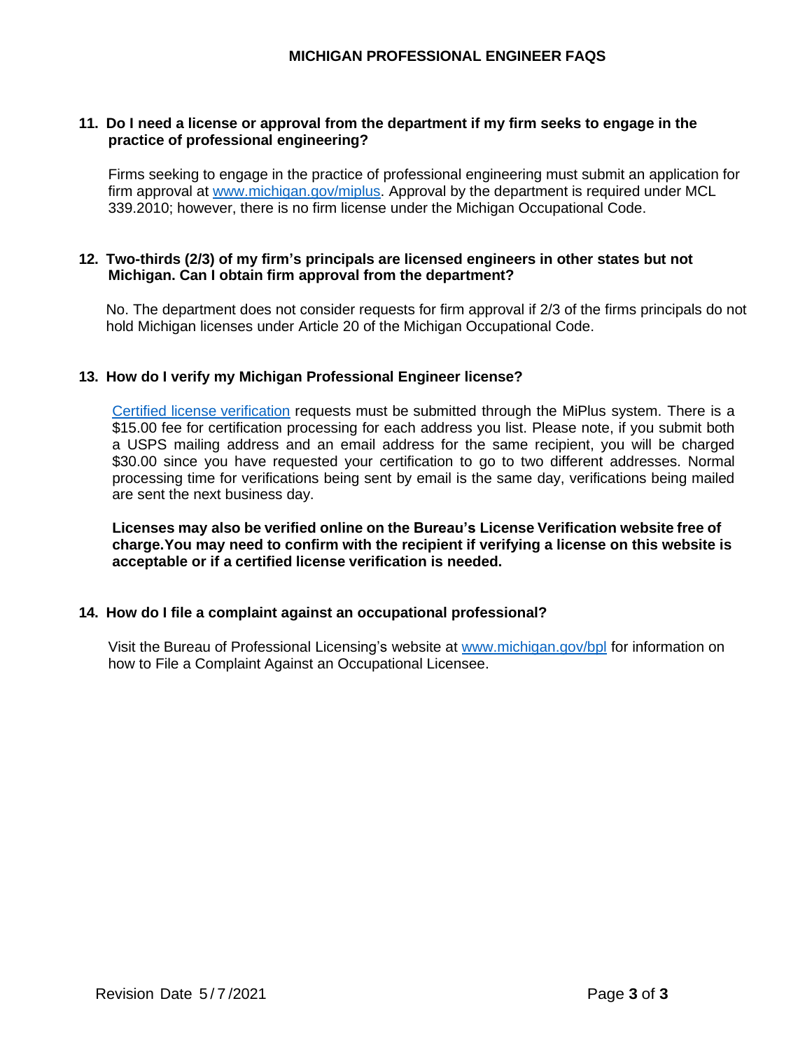**11. Do I need a license or approval from the department if my firm seeks to engage in the practice of professional engineering?**

Firms seeking to engage in the practice of professional engineering must submit an application for firm approval at [www.michigan.gov/miplus](www.michigan.gov/miplus). Approval by the department is required under MCL 339.2010; however, there is no firm license under the Michigan Occupational Code.

**12. Two-thirds (2/3) of my firm's principals are licensed engineers in other states but not Michigan. Can I obtain firm approval from the department?**

No. The department does not consider requests for firm approval if 2/3 of the firms principals do not hold Michigan licenses under Article 20 of the Michigan Occupational Code.

**13. How do I verify my Michigan Professional Engineer license?**

Certified license verification requests must be submitted through the MiPlus system. There is a $15.00 fee for certification processing for each address you list. Please note, if you submit both a USPS mailing address and an email address for the same recipient, you will be charged $30.00 since you have requested your certification to go to two different addresses. Normal processing time for verifications being sent by email is the same day, verifications being mailed are sent the next business day.

**Licenses may also be verified online on the Bureau's License Verification website free of charge.You may need to confirm with the recipient if verifying a license on this website is acceptable or if a certified license verification is needed.**

**14. How do I file a complaint against an occupational professional?**

Visit the Bureau of Professional Licensing's website at [www.michigan.gov/bpl](www.michigan.gov/bpl) for information on how to File a Complaint Against an Occupational Licensee.

Revision Date 5/7/2021